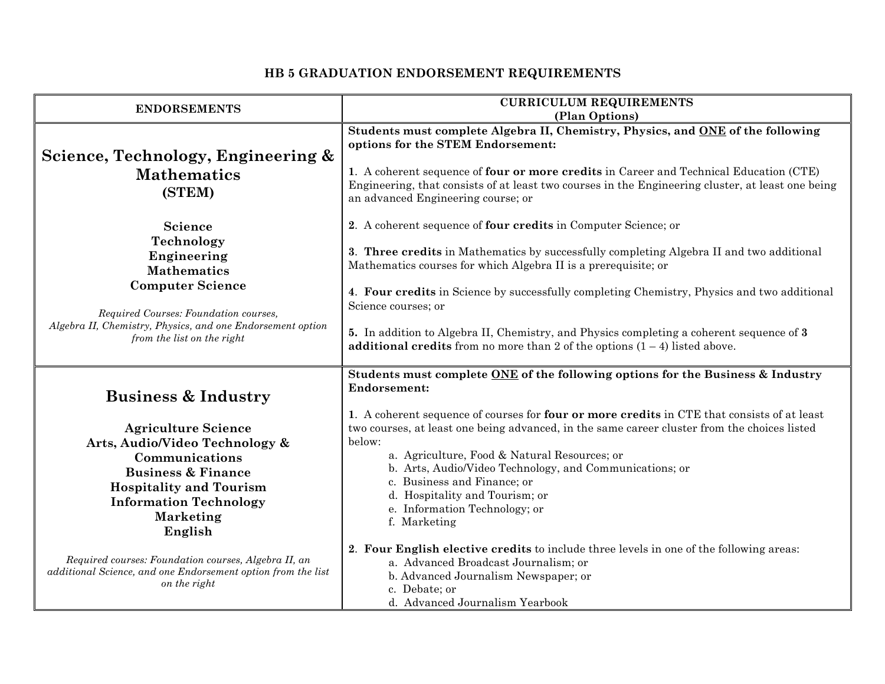# HB 5 GRADUATION ENDORSEMENT REQUIREMENTS

| ENDORSEMENTS | CURRICULUM REQUIREMENTS (Plan Options) |
| --- | --- |
| **Science, Technology, Engineering & Mathematics (STEM)**<br><br>**Science**<br>**Technology**<br>**Engineering**<br>**Mathematics**<br>**Computer Science**<br><br>*Required Courses: Foundation courses, Algebra II, Chemistry, Physics, and one Endorsement option from the list on the right* | **Students must complete Algebra II, Chemistry, Physics, and ONE of the following options for the STEM Endorsement:**<br><br>**1**. A coherent sequence of **four or more credits** in Career and Technical Education (CTE) Engineering, that consists of at least two courses in the Engineering cluster, at least one being an advanced Engineering course; or<br><br>**2**. A coherent sequence of **four credits** in Computer Science; or<br><br>**3**. **Three credits** in Mathematics by successfully completing Algebra II and two additional Mathematics courses for which Algebra II is a prerequisite; or<br><br>**4**. **Four credits** in Science by successfully completing Chemistry, Physics and two additional Science courses; or<br><br>**5.** In addition to Algebra II, Chemistry, and Physics completing a coherent sequence of **3 additional credits** from no more than 2 of the options (1 – 4) listed above. |
| **Business & Industry**<br><br>**Agriculture Science**<br>**Arts, Audio/Video Technology & Communications**<br>**Business & Finance**<br>**Hospitality and Tourism**<br>**Information Technology**<br>**Marketing**<br>**English**<br><br>*Required courses: Foundation courses, Algebra II, an additional Science, and one Endorsement option from the list on the right* | **Students must complete ONE of the following options for the Business & Industry Endorsement:**<br><br>**1**. A coherent sequence of courses for **four or more credits** in CTE that consists of at least two courses, at least one being advanced, in the same career cluster from the choices listed below:<br>a. Agriculture, Food & Natural Resources; or<br>b. Arts, Audio/Video Technology, and Communications; or<br>c. Business and Finance; or<br>d. Hospitality and Tourism; or<br>e. Information Technology; or<br>f. Marketing<br><br>**2**. **Four English elective credits** to include three levels in one of the following areas:<br>a. Advanced Broadcast Journalism; or<br>b. Advanced Journalism Newspaper; or<br>c. Debate; or<br>d. Advanced Journalism Yearbook |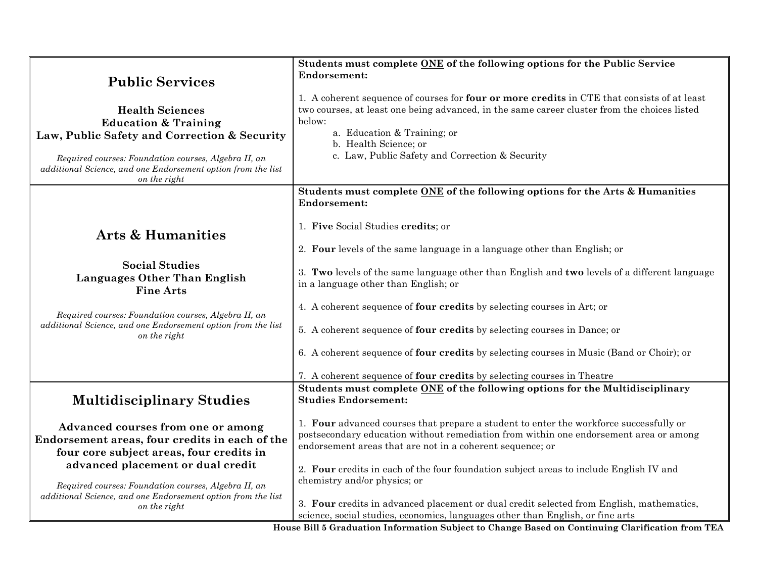| | |
|---|---|
| **Public Services**<br><br>**Health Sciences**<br>**Education & Training**<br>**Law, Public Safety and Correction & Security**<br><br>*Required courses: Foundation courses, Algebra II, an additional Science, and one Endorsement option from the list on the right* | **Students must complete ONE of the following options for the Public Service Endorsement:**<br><br>1. A coherent sequence of courses for **four or more credits** in CTE that consists of at least two courses, at least one being advanced, in the same career cluster from the choices listed below:<br>a. Education & Training; or<br>b. Health Science; or<br>c. Law, Public Safety and Correction & Security |
| **Arts & Humanities**<br><br>**Social Studies**<br>**Languages Other Than English**<br>**Fine Arts**<br><br>*Required courses: Foundation courses, Algebra II, an additional Science, and one Endorsement option from the list on the right* | **Students must complete ONE of the following options for the Arts & Humanities Endorsement:**<br><br>1. **Five** Social Studies **credits**; or<br><br>2. **Four** levels of the same language in a language other than English; or<br><br>3. **Two** levels of the same language other than English and **two** levels of a different language in a language other than English; or<br><br>4. A coherent sequence of **four credits** by selecting courses in Art; or<br><br>5. A coherent sequence of **four credits** by selecting courses in Dance; or<br><br>6. A coherent sequence of **four credits** by selecting courses in Music (Band or Choir); or<br><br>7. A coherent sequence of **four credits** by selecting courses in Theatre |
| **Multidisciplinary Studies**<br><br>**Advanced courses from one or among Endorsement areas, four credits in each of the four core subject areas, four credits in advanced placement or dual credit**<br><br>*Required courses: Foundation courses, Algebra II, an additional Science, and one Endorsement option from the list on the right* | **Students must complete ONE of the following options for the Multidisciplinary Studies Endorsement:**<br><br>1. **Four** advanced courses that prepare a student to enter the workforce successfully or postsecondary education without remediation from within one endorsement area or among endorsement areas that are not in a coherent sequence; or<br><br>2. **Four** credits in each of the four foundation subject areas to include English IV and chemistry and/or physics; or<br><br>3. **Four** credits in advanced placement or dual credit selected from English, mathematics, science, social studies, economics, languages other than English, or fine arts |

**House Bill 5 Graduation Information Subject to Change Based on Continuing Clarification from TEA**